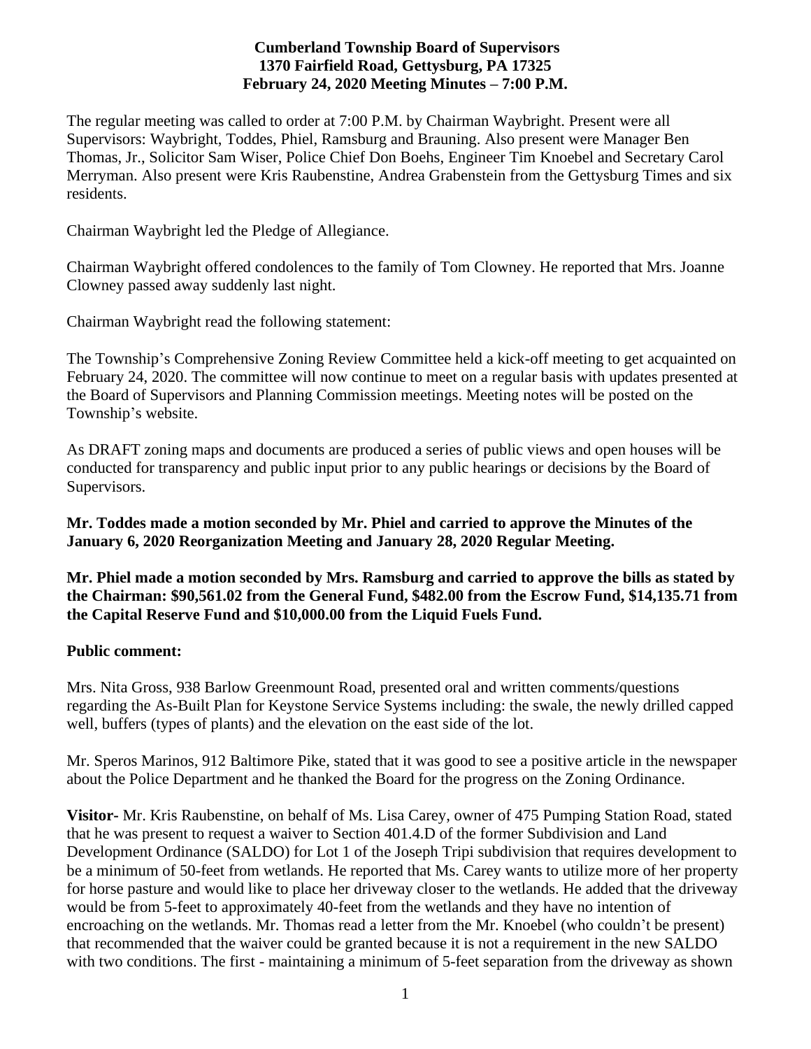**Cumberland Township Board of Supervisors**
**1370 Fairfield Road, Gettysburg, PA 17325**
**February 24, 2020 Meeting Minutes – 7:00 P.M.**

The regular meeting was called to order at 7:00 P.M. by Chairman Waybright. Present were all Supervisors: Waybright, Toddes, Phiel, Ramsburg and Brauning. Also present were Manager Ben Thomas, Jr., Solicitor Sam Wiser, Police Chief Don Boehs, Engineer Tim Knoebel and Secretary Carol Merryman. Also present were Kris Raubenstine, Andrea Grabenstein from the Gettysburg Times and six residents.

Chairman Waybright led the Pledge of Allegiance.

Chairman Waybright offered condolences to the family of Tom Clowney. He reported that Mrs. Joanne Clowney passed away suddenly last night.

Chairman Waybright read the following statement:

The Township's Comprehensive Zoning Review Committee held a kick-off meeting to get acquainted on February 24, 2020. The committee will now continue to meet on a regular basis with updates presented at the Board of Supervisors and Planning Commission meetings. Meeting notes will be posted on the Township's website.

As DRAFT zoning maps and documents are produced a series of public views and open houses will be conducted for transparency and public input prior to any public hearings or decisions by the Board of Supervisors.

**Mr. Toddes made a motion seconded by Mr. Phiel and carried to approve the Minutes of the January 6, 2020 Reorganization Meeting and January 28, 2020 Regular Meeting.**

**Mr. Phiel made a motion seconded by Mrs. Ramsburg and carried to approve the bills as stated by the Chairman: $90,561.02 from the General Fund, $482.00 from the Escrow Fund, $14,135.71 from the Capital Reserve Fund and $10,000.00 from the Liquid Fuels Fund.**

**Public comment:**

Mrs. Nita Gross, 938 Barlow Greenmount Road, presented oral and written comments/questions regarding the As-Built Plan for Keystone Service Systems including: the swale, the newly drilled capped well, buffers (types of plants) and the elevation on the east side of the lot.

Mr. Speros Marinos, 912 Baltimore Pike, stated that it was good to see a positive article in the newspaper about the Police Department and he thanked the Board for the progress on the Zoning Ordinance.

**Visitor-** Mr. Kris Raubenstine, on behalf of Ms. Lisa Carey, owner of 475 Pumping Station Road, stated that he was present to request a waiver to Section 401.4.D of the former Subdivision and Land Development Ordinance (SALDO) for Lot 1 of the Joseph Tripi subdivision that requires development to be a minimum of 50-feet from wetlands. He reported that Ms. Carey wants to utilize more of her property for horse pasture and would like to place her driveway closer to the wetlands. He added that the driveway would be from 5-feet to approximately 40-feet from the wetlands and they have no intention of encroaching on the wetlands. Mr. Thomas read a letter from the Mr. Knoebel (who couldn't be present) that recommended that the waiver could be granted because it is not a requirement in the new SALDO with two conditions. The first - maintaining a minimum of 5-feet separation from the driveway as shown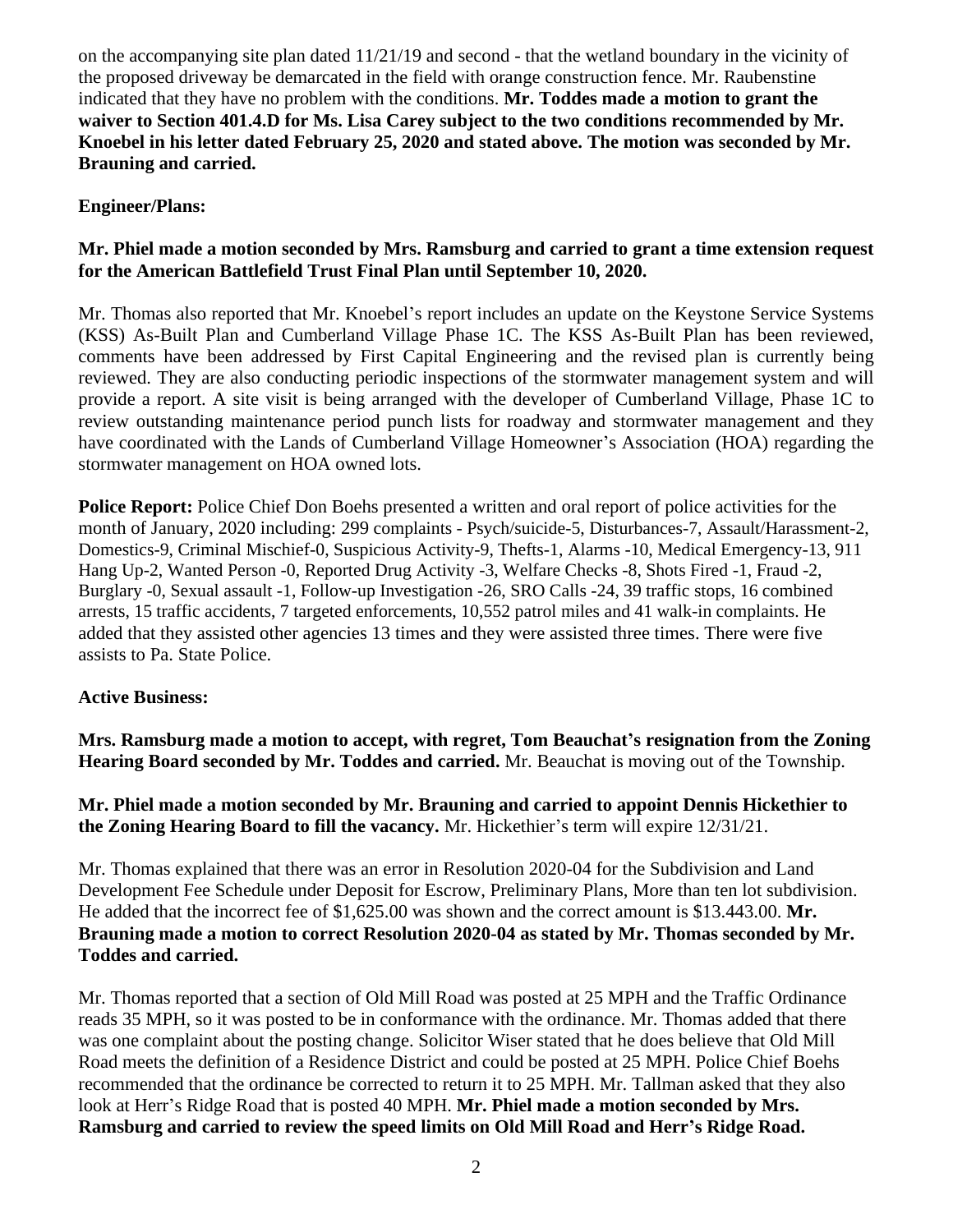on the accompanying site plan dated 11/21/19 and second - that the wetland boundary in the vicinity of the proposed driveway be demarcated in the field with orange construction fence. Mr. Raubenstine indicated that they have no problem with the conditions. **Mr. Toddes made a motion to grant the waiver to Section 401.4.D for Ms. Lisa Carey subject to the two conditions recommended by Mr. Knoebel in his letter dated February 25, 2020 and stated above. The motion was seconded by Mr. Brauning and carried.**

**Engineer/Plans:**

**Mr. Phiel made a motion seconded by Mrs. Ramsburg and carried to grant a time extension request for the American Battlefield Trust Final Plan until September 10, 2020.**

Mr. Thomas also reported that Mr. Knoebel's report includes an update on the Keystone Service Systems (KSS) As-Built Plan and Cumberland Village Phase 1C. The KSS As-Built Plan has been reviewed, comments have been addressed by First Capital Engineering and the revised plan is currently being reviewed. They are also conducting periodic inspections of the stormwater management system and will provide a report. A site visit is being arranged with the developer of Cumberland Village, Phase 1C to review outstanding maintenance period punch lists for roadway and stormwater management and they have coordinated with the Lands of Cumberland Village Homeowner's Association (HOA) regarding the stormwater management on HOA owned lots.

**Police Report:** Police Chief Don Boehs presented a written and oral report of police activities for the month of January, 2020 including: 299 complaints - Psych/suicide-5, Disturbances-7, Assault/Harassment-2, Domestics-9, Criminal Mischief-0, Suspicious Activity-9, Thefts-1, Alarms -10, Medical Emergency-13, 911 Hang Up-2, Wanted Person -0, Reported Drug Activity -3, Welfare Checks -8, Shots Fired -1, Fraud -2, Burglary -0, Sexual assault -1, Follow-up Investigation -26, SRO Calls -24, 39 traffic stops, 16 combined arrests, 15 traffic accidents, 7 targeted enforcements, 10,552 patrol miles and 41 walk-in complaints. He added that they assisted other agencies 13 times and they were assisted three times. There were five assists to Pa. State Police.

**Active Business:**

**Mrs. Ramsburg made a motion to accept, with regret, Tom Beauchat's resignation from the Zoning Hearing Board seconded by Mr. Toddes and carried.** Mr. Beauchat is moving out of the Township.

**Mr. Phiel made a motion seconded by Mr. Brauning and carried to appoint Dennis Hickethier to the Zoning Hearing Board to fill the vacancy.** Mr. Hickethier's term will expire 12/31/21.

Mr. Thomas explained that there was an error in Resolution 2020-04 for the Subdivision and Land Development Fee Schedule under Deposit for Escrow, Preliminary Plans, More than ten lot subdivision. He added that the incorrect fee of $1,625.00 was shown and the correct amount is $13.443.00. **Mr. Brauning made a motion to correct Resolution 2020-04 as stated by Mr. Thomas seconded by Mr. Toddes and carried.**

Mr. Thomas reported that a section of Old Mill Road was posted at 25 MPH and the Traffic Ordinance reads 35 MPH, so it was posted to be in conformance with the ordinance. Mr. Thomas added that there was one complaint about the posting change. Solicitor Wiser stated that he does believe that Old Mill Road meets the definition of a Residence District and could be posted at 25 MPH. Police Chief Boehs recommended that the ordinance be corrected to return it to 25 MPH. Mr. Tallman asked that they also look at Herr's Ridge Road that is posted 40 MPH. **Mr. Phiel made a motion seconded by Mrs. Ramsburg and carried to review the speed limits on Old Mill Road and Herr's Ridge Road.**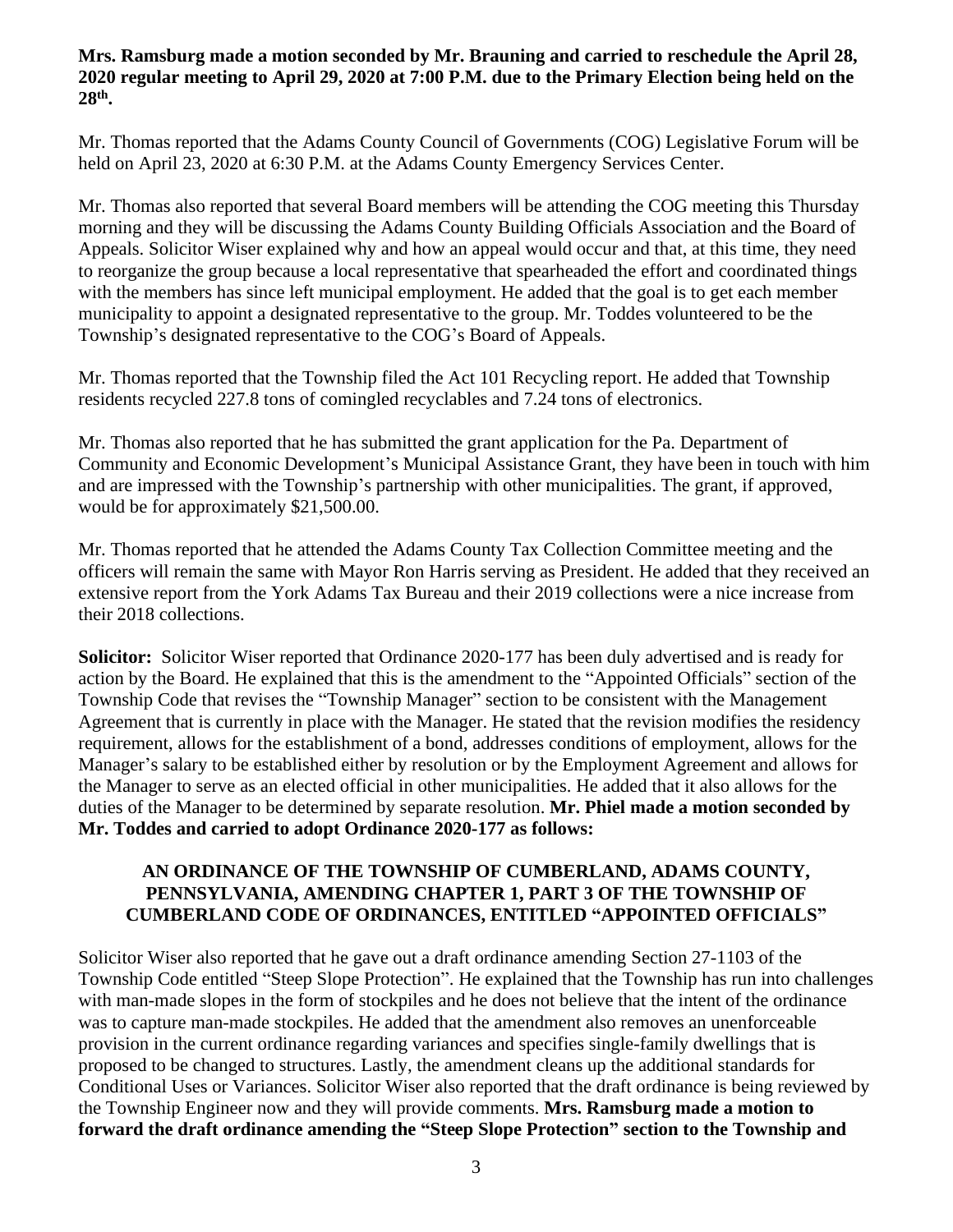**Mrs. Ramsburg made a motion seconded by Mr. Brauning and carried to reschedule the April 28, 2020 regular meeting to April 29, 2020 at 7:00 P.M. due to the Primary Election being held on the 28th.**

Mr. Thomas reported that the Adams County Council of Governments (COG) Legislative Forum will be held on April 23, 2020 at 6:30 P.M. at the Adams County Emergency Services Center.

Mr. Thomas also reported that several Board members will be attending the COG meeting this Thursday morning and they will be discussing the Adams County Building Officials Association and the Board of Appeals. Solicitor Wiser explained why and how an appeal would occur and that, at this time, they need to reorganize the group because a local representative that spearheaded the effort and coordinated things with the members has since left municipal employment. He added that the goal is to get each member municipality to appoint a designated representative to the group. Mr. Toddes volunteered to be the Township's designated representative to the COG's Board of Appeals.

Mr. Thomas reported that the Township filed the Act 101 Recycling report. He added that Township residents recycled 227.8 tons of comingled recyclables and 7.24 tons of electronics.

Mr. Thomas also reported that he has submitted the grant application for the Pa. Department of Community and Economic Development's Municipal Assistance Grant, they have been in touch with him and are impressed with the Township's partnership with other municipalities. The grant, if approved, would be for approximately $21,500.00.

Mr. Thomas reported that he attended the Adams County Tax Collection Committee meeting and the officers will remain the same with Mayor Ron Harris serving as President. He added that they received an extensive report from the York Adams Tax Bureau and their 2019 collections were a nice increase from their 2018 collections.

**Solicitor:** Solicitor Wiser reported that Ordinance 2020-177 has been duly advertised and is ready for action by the Board. He explained that this is the amendment to the "Appointed Officials" section of the Township Code that revises the "Township Manager" section to be consistent with the Management Agreement that is currently in place with the Manager. He stated that the revision modifies the residency requirement, allows for the establishment of a bond, addresses conditions of employment, allows for the Manager's salary to be established either by resolution or by the Employment Agreement and allows for the Manager to serve as an elected official in other municipalities. He added that it also allows for the duties of the Manager to be determined by separate resolution. **Mr. Phiel made a motion seconded by Mr. Toddes and carried to adopt Ordinance 2020-177 as follows:**

**AN ORDINANCE OF THE TOWNSHIP OF CUMBERLAND, ADAMS COUNTY, PENNSYLVANIA, AMENDING CHAPTER 1, PART 3 OF THE TOWNSHIP OF CUMBERLAND CODE OF ORDINANCES, ENTITLED "APPOINTED OFFICIALS"**

Solicitor Wiser also reported that he gave out a draft ordinance amending Section 27-1103 of the Township Code entitled "Steep Slope Protection". He explained that the Township has run into challenges with man-made slopes in the form of stockpiles and he does not believe that the intent of the ordinance was to capture man-made stockpiles. He added that the amendment also removes an unenforceable provision in the current ordinance regarding variances and specifies single-family dwellings that is proposed to be changed to structures. Lastly, the amendment cleans up the additional standards for Conditional Uses or Variances. Solicitor Wiser also reported that the draft ordinance is being reviewed by the Township Engineer now and they will provide comments. **Mrs. Ramsburg made a motion to forward the draft ordinance amending the "Steep Slope Protection" section to the Township and**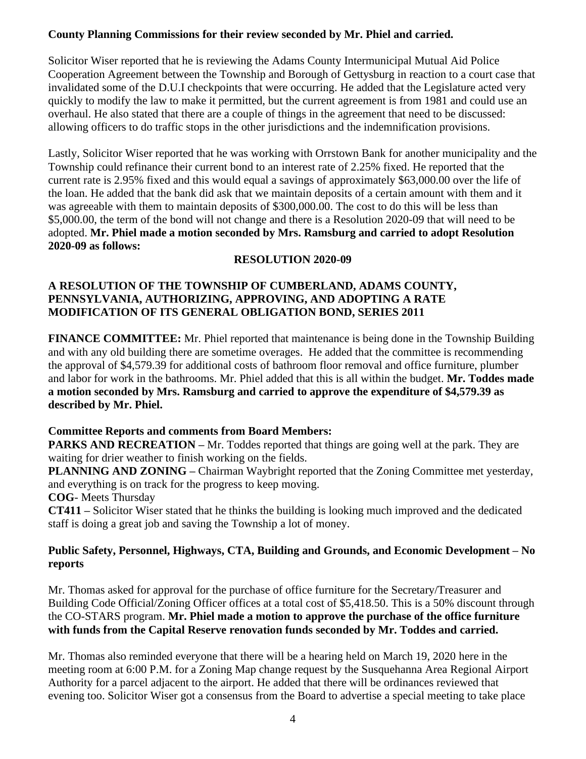**County Planning Commissions for their review seconded by Mr. Phiel and carried.**

Solicitor Wiser reported that he is reviewing the Adams County Intermunicipal Mutual Aid Police Cooperation Agreement between the Township and Borough of Gettysburg in reaction to a court case that invalidated some of the D.U.I checkpoints that were occurring. He added that the Legislature acted very quickly to modify the law to make it permitted, but the current agreement is from 1981 and could use an overhaul. He also stated that there are a couple of things in the agreement that need to be discussed: allowing officers to do traffic stops in the other jurisdictions and the indemnification provisions.

Lastly, Solicitor Wiser reported that he was working with Orrstown Bank for another municipality and the Township could refinance their current bond to an interest rate of 2.25% fixed. He reported that the current rate is 2.95% fixed and this would equal a savings of approximately $63,000.00 over the life of the loan. He added that the bank did ask that we maintain deposits of a certain amount with them and it was agreeable with them to maintain deposits of $300,000.00. The cost to do this will be less than $5,000.00, the term of the bond will not change and there is a Resolution 2020-09 that will need to be adopted. **Mr. Phiel made a motion seconded by Mrs. Ramsburg and carried to adopt Resolution 2020-09 as follows:**

**RESOLUTION 2020-09**

**A RESOLUTION OF THE TOWNSHIP OF CUMBERLAND, ADAMS COUNTY, PENNSYLVANIA, AUTHORIZING, APPROVING, AND ADOPTING A RATE MODIFICATION OF ITS GENERAL OBLIGATION BOND, SERIES 2011**

**FINANCE COMMITTEE:** Mr. Phiel reported that maintenance is being done in the Township Building and with any old building there are sometime overages. He added that the committee is recommending the approval of $4,579.39 for additional costs of bathroom floor removal and office furniture, plumber and labor for work in the bathrooms. Mr. Phiel added that this is all within the budget. **Mr. Toddes made a motion seconded by Mrs. Ramsburg and carried to approve the expenditure of $4,579.39 as described by Mr. Phiel.**

**Committee Reports and comments from Board Members:**

**PARKS AND RECREATION –** Mr. Toddes reported that things are going well at the park. They are waiting for drier weather to finish working on the fields.

**PLANNING AND ZONING –** Chairman Waybright reported that the Zoning Committee met yesterday, and everything is on track for the progress to keep moving.

**COG**- Meets Thursday

**CT411 –** Solicitor Wiser stated that he thinks the building is looking much improved and the dedicated staff is doing a great job and saving the Township a lot of money.

**Public Safety, Personnel, Highways, CTA, Building and Grounds, and Economic Development – No reports**

Mr. Thomas asked for approval for the purchase of office furniture for the Secretary/Treasurer and Building Code Official/Zoning Officer offices at a total cost of $5,418.50. This is a 50% discount through the CO-STARS program. **Mr. Phiel made a motion to approve the purchase of the office furniture with funds from the Capital Reserve renovation funds seconded by Mr. Toddes and carried.**

Mr. Thomas also reminded everyone that there will be a hearing held on March 19, 2020 here in the meeting room at 6:00 P.M. for a Zoning Map change request by the Susquehanna Area Regional Airport Authority for a parcel adjacent to the airport. He added that there will be ordinances reviewed that evening too. Solicitor Wiser got a consensus from the Board to advertise a special meeting to take place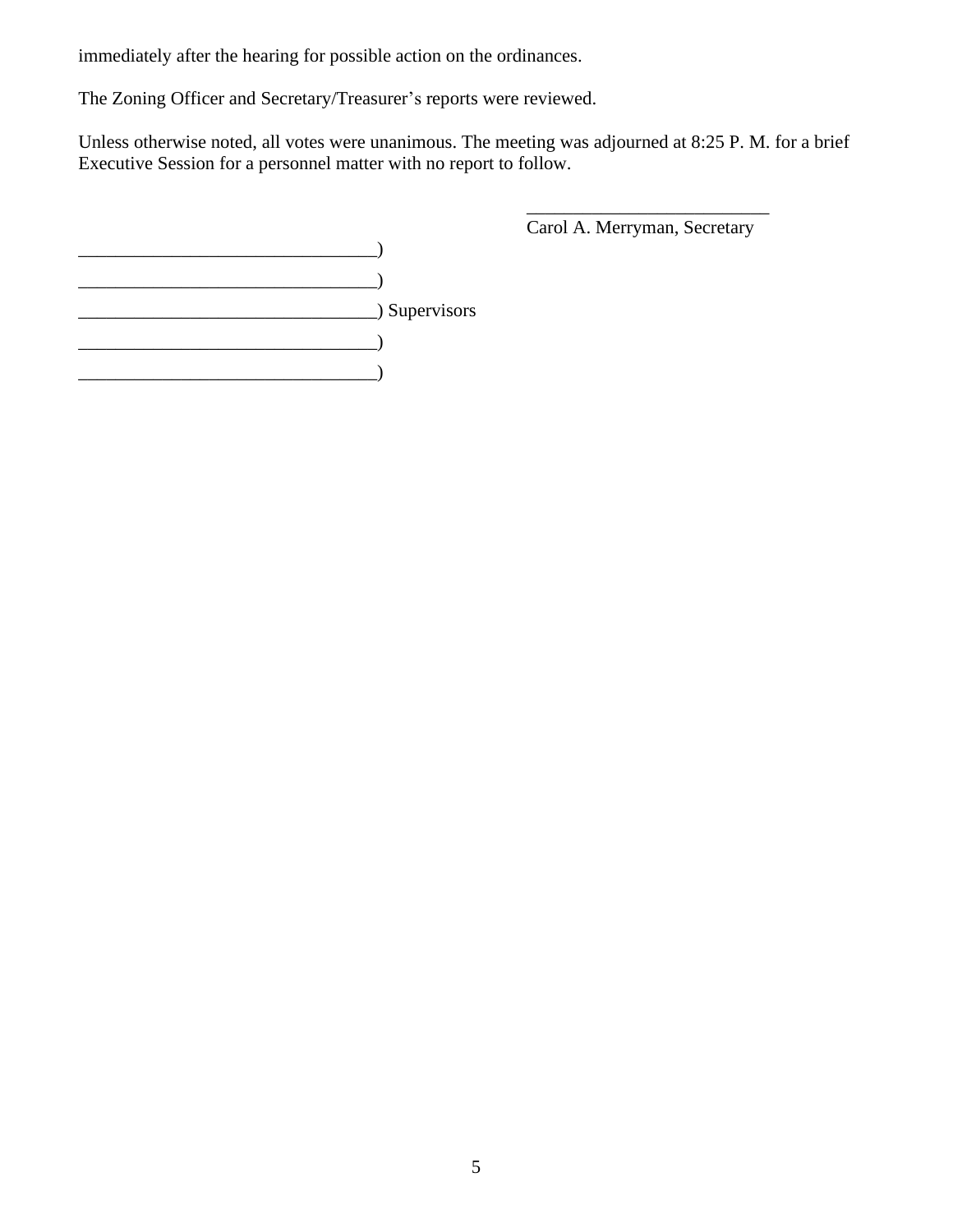immediately after the hearing for possible action on the ordinances.

The Zoning Officer and Secretary/Treasurer's reports were reviewed.

Unless otherwise noted, all votes were unanimous. The meeting was adjourned at 8:25 P. M. for a brief Executive Session for a personnel matter with no report to follow.

\_\_\_\_\_\_\_\_\_\_\_\_\_\_\_\_\_\_\_\_\_\_\_\_\_\_
Carol A. Merryman, Secretary

\_\_\_\_\_\_\_\_\_\_\_\_\_\_\_\_\_\_\_\_\_\_\_\_\_\_\_\_\_\_\_\_)

\_\_\_\_\_\_\_\_\_\_\_\_\_\_\_\_\_\_\_\_\_\_\_\_\_\_\_\_\_\_\_\_)

\_\_\_\_\_\_\_\_\_\_\_\_\_\_\_\_\_\_\_\_\_\_\_\_\_\_\_\_\_\_\_\_) Supervisors

\_\_\_\_\_\_\_\_\_\_\_\_\_\_\_\_\_\_\_\_\_\_\_\_\_\_\_\_\_\_\_\_)

\_\_\_\_\_\_\_\_\_\_\_\_\_\_\_\_\_\_\_\_\_\_\_\_\_\_\_\_\_\_\_\_)